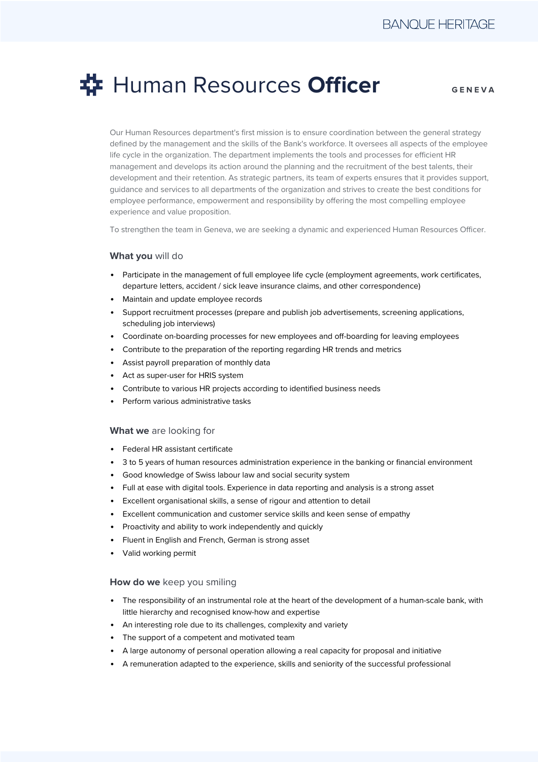BANQUE HERITAGE

# Human Resources **Officer**

**GENEVA**

Our Human Resources department's first mission is to ensure coordination between the general strategy defined by the management and the skills of the Bank's workforce. It oversees all aspects of the employee life cycle in the organization. The department implements the tools and processes for efficient HR management and develops its action around the planning and the recruitment of the best talents, their development and their retention. As strategic partners, its team of experts ensures that it provides support, guidance and services to all departments of the organization and strives to create the best conditions for employee performance, empowerment and responsibility by offering the most compelling employee experience and value proposition.

To strengthen the team in Geneva, we are seeking a dynamic and experienced Human Resources Officer.

### **What you** will do

- Participate in the management of full employee life cycle (employment agreements, work certificates, departure letters, accident / sick leave insurance claims, and other correspondence)
- Maintain and update employee records
- Support recruitment processes (prepare and publish job advertisements, screening applications, scheduling job interviews)
- Coordinate on-boarding processes for new employees and off-boarding for leaving employees
- Contribute to the preparation of the reporting regarding HR trends and metrics
- Assist payroll preparation of monthly data
- Act as super-user for HRIS system
- Contribute to various HR projects according to identified business needs
- Perform various administrative tasks

### **What we** are looking for

- Federal HR assistant certificate
- 3 to 5 years of human resources administration experience in the banking or financial environment
- Good knowledge of Swiss labour law and social security system
- Full at ease with digital tools. Experience in data reporting and analysis is a strong asset
- Excellent organisational skills, a sense of rigour and attention to detail
- Excellent communication and customer service skills and keen sense of empathy
- Proactivity and ability to work independently and quickly
- Fluent in English and French, German is strong asset
- Valid working permit

### **How do we** keep you smiling

- The responsibility of an instrumental role at the heart of the development of a human-scale bank, with little hierarchy and recognised know-how and expertise
- An interesting role due to its challenges, complexity and variety
- The support of a competent and motivated team
- A large autonomy of personal operation allowing a real capacity for proposal and initiative
- A remuneration adapted to the experience, skills and seniority of the successful professional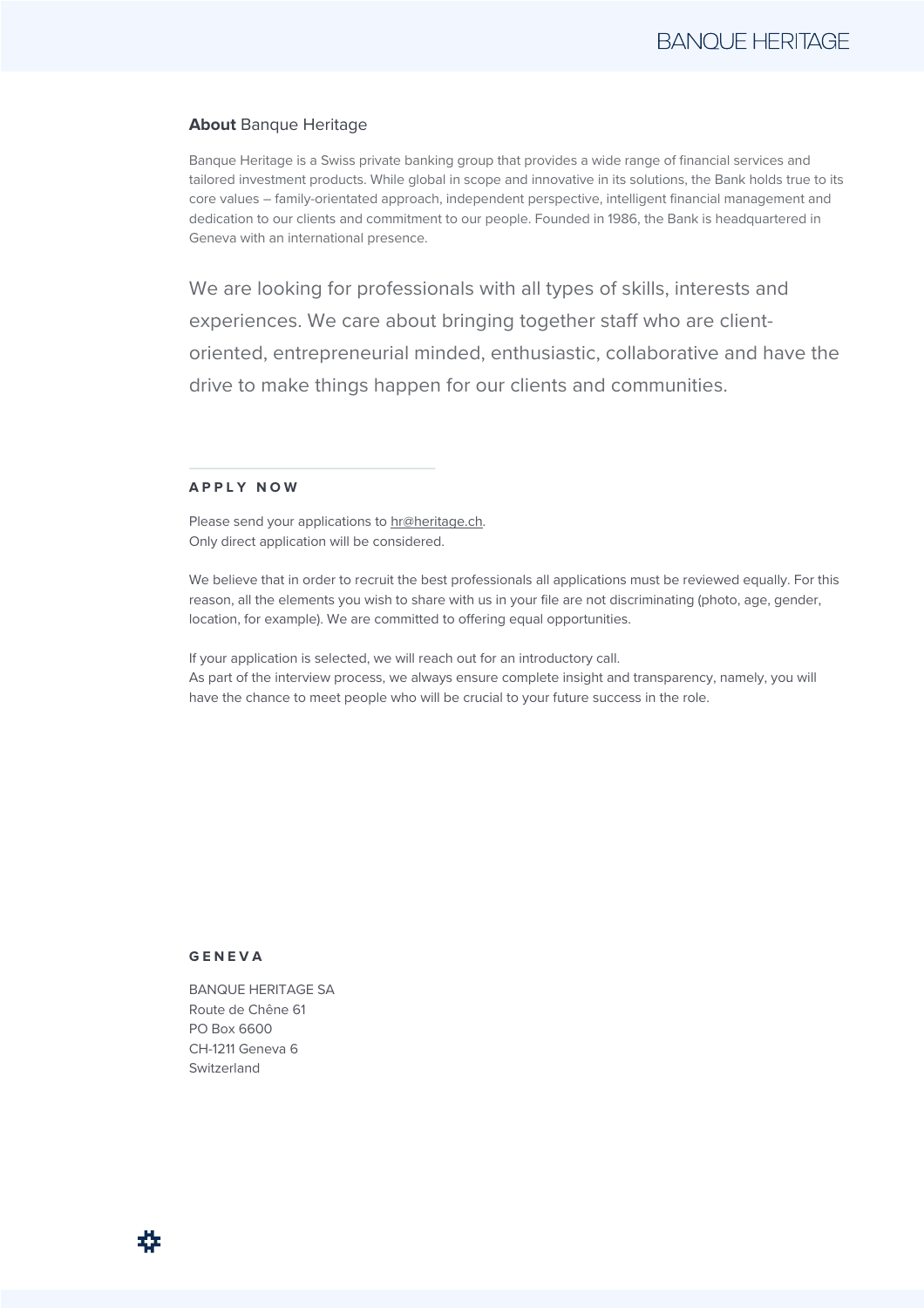## **About** Banque Heritage

Banque Heritage is a Swiss private banking group that provides a wide range of financial services and tailored investment products. While global in scope and innovative in its solutions, the Bank holds true to its core values – family-orientated approach, independent perspective, intelligent financial management and dedication to our clients and commitment to our people. Founded in 1986, the Bank is headquartered in Geneva with an international presence.

We are looking for professionals with all types of skills, interests and experiences. We care about bringing together staff who are client-oriented, entrepreneurial minded, enthusiastic, collaborative and have the drive to make things happen for our clients and communities.

### APPLY NOW

Please send your applications to hr@heritage.ch.
Only direct application will be considered.

We believe that in order to recruit the best professionals all applications must be reviewed equally. For this reason, all the elements you wish to share with us in your file are not discriminating (photo, age, gender, location, for example). We are committed to offering equal opportunities.

If your application is selected, we will reach out for an introductory call.
As part of the interview process, we always ensure complete insight and transparency, namely, you will have the chance to meet people who will be crucial to your future success in the role.

### GENEVA

BANQUE HERITAGE SA
Route de Chêne 61
PO Box 6600
CH-1211 Geneva 6
Switzerland